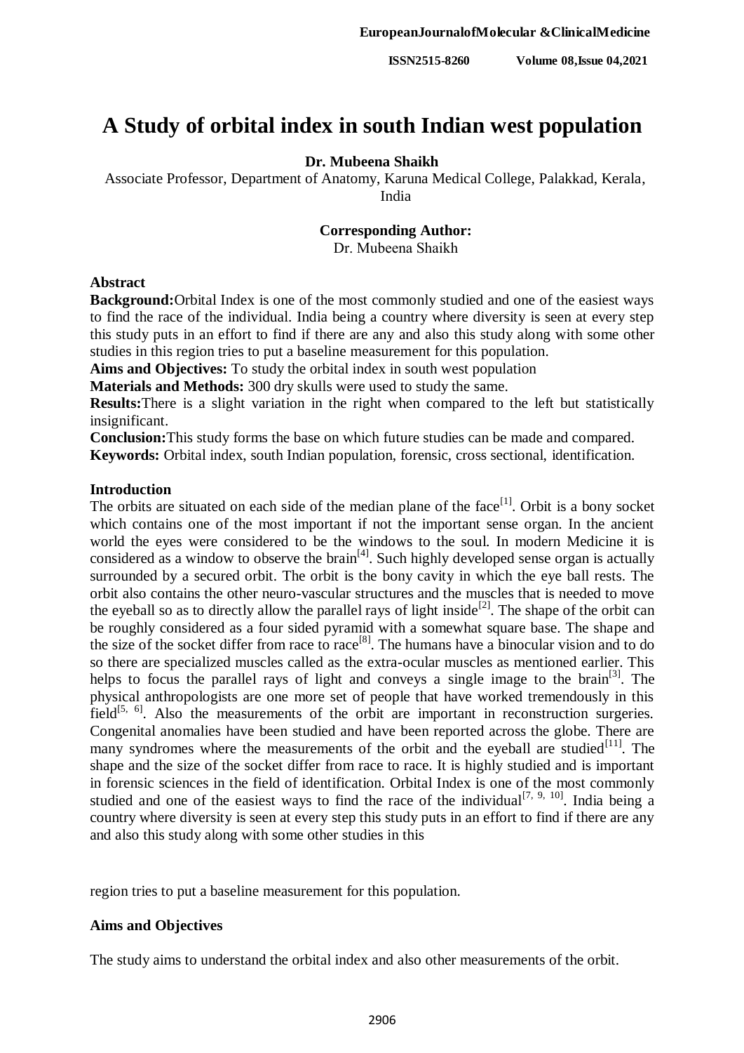# A Study of orbital index in south Indian west population

**Dr. Mubeena Shaikh**

Associate Professor, Department of Anatomy, Karuna Medical College, Palakkad, Kerala, India

**Corresponding Author:**
Dr. Mubeena Shaikh

**Abstract**

**Background:** Orbital Index is one of the most commonly studied and one of the easiest ways to find the race of the individual. India being a country where diversity is seen at every step this study puts in an effort to find if there are any and also this study along with some other studies in this region tries to put a baseline measurement for this population.

**Aims and Objectives:** To study the orbital index in south west population

**Materials and Methods:** 300 dry skulls were used to study the same.

**Results:** There is a slight variation in the right when compared to the left but statistically insignificant.

**Conclusion:** This study forms the base on which future studies can be made and compared.

**Keywords:** Orbital index, south Indian population, forensic, cross sectional, identification.

**Introduction**

The orbits are situated on each side of the median plane of the face[1]. Orbit is a bony socket which contains one of the most important if not the important sense organ. In the ancient world the eyes were considered to be the windows to the soul. In modern Medicine it is considered as a window to observe the brain[4]. Such highly developed sense organ is actually surrounded by a secured orbit. The orbit is the bony cavity in which the eye ball rests. The orbit also contains the other neuro-vascular structures and the muscles that is needed to move the eyeball so as to directly allow the parallel rays of light inside[2]. The shape of the orbit can be roughly considered as a four sided pyramid with a somewhat square base. The shape and the size of the socket differ from race to race[8]. The humans have a binocular vision and to do so there are specialized muscles called as the extra-ocular muscles as mentioned earlier. This helps to focus the parallel rays of light and conveys a single image to the brain[3]. The physical anthropologists are one more set of people that have worked tremendously in this field[5, 6]. Also the measurements of the orbit are important in reconstruction surgeries. Congenital anomalies have been studied and have been reported across the globe. There are many syndromes where the measurements of the orbit and the eyeball are studied[11]. The shape and the size of the socket differ from race to race. It is highly studied and is important in forensic sciences in the field of identification. Orbital Index is one of the most commonly studied and one of the easiest ways to find the race of the individual[7, 9, 10]. India being a country where diversity is seen at every step this study puts in an effort to find if there are any and also this study along with some other studies in this region tries to put a baseline measurement for this population.

**Aims and Objectives**

The study aims to understand the orbital index and also other measurements of the orbit.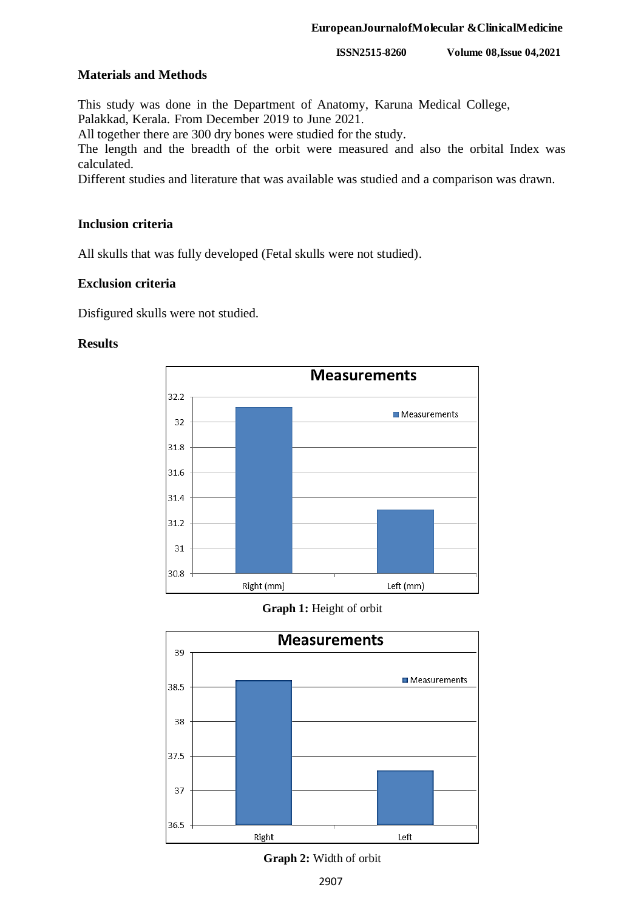## Materials and Methods

This study was done in the Department of Anatomy, Karuna Medical College, Palakkad, Kerala. From December 2019 to June 2021.

All together there are 300 dry bones were studied for the study.

The length and the breadth of the orbit were measured and also the orbital Index was calculated.

Different studies and literature that was available was studied and a comparison was drawn.

### Inclusion criteria

All skulls that was fully developed (Fetal skulls were not studied).

### Exclusion criteria

Disfigured skulls were not studied.

## Results

**Graph 1:** Height of orbit

**Graph 2:** Width of orbit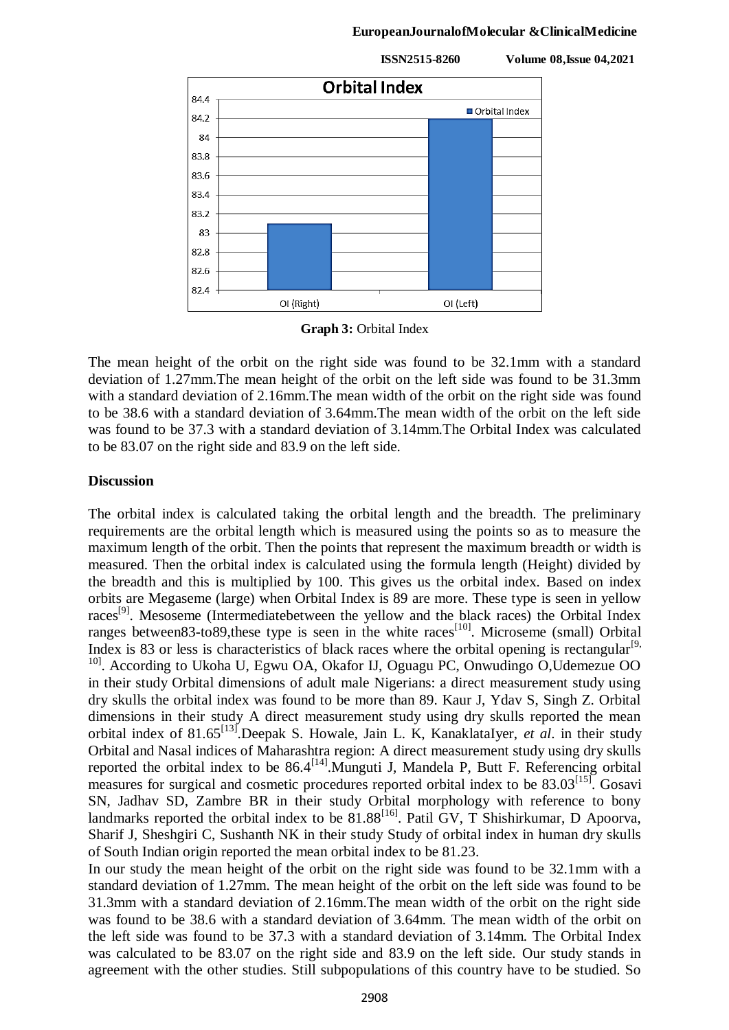**Graph 3:** Orbital Index

The mean height of the orbit on the right side was found to be 32.1mm with a standard deviation of 1.27mm.The mean height of the orbit on the left side was found to be 31.3mm with a standard deviation of 2.16mm.The mean width of the orbit on the right side was found to be 38.6 with a standard deviation of 3.64mm.The mean width of the orbit on the left side was found to be 37.3 with a standard deviation of 3.14mm.The Orbital Index was calculated to be 83.07 on the right side and 83.9 on the left side.

## Discussion

The orbital index is calculated taking the orbital length and the breadth. The preliminary requirements are the orbital length which is measured using the points so as to measure the maximum length of the orbit. Then the points that represent the maximum breadth or width is measured. Then the orbital index is calculated using the formula length (Height) divided by the breadth and this is multiplied by 100. This gives us the orbital index. Based on index orbits are Megaseme (large) when Orbital Index is 89 are more. These type is seen in yellow races[9]. Mesoseme (Intermediatebetween the yellow and the black races) the Orbital Index ranges between83-to89,these type is seen in the white races[10]. Microseme (small) Orbital Index is 83 or less is characteristics of black races where the orbital opening is rectangular[9, 10]. According to Ukoha U, Egwu OA, Okafor IJ, Oguagu PC, Onwudingo O,Udemezue OO in their study Orbital dimensions of adult male Nigerians: a direct measurement study using dry skulls the orbital index was found to be more than 89. Kaur J, Ydav S, Singh Z. Orbital dimensions in their study A direct measurement study using dry skulls reported the mean orbital index of 81.65[13].Deepak S. Howale, Jain L. K, KanaklataIyer, *et al*. in their study Orbital and Nasal indices of Maharashtra region: A direct measurement study using dry skulls reported the orbital index to be 86.4[14].Munguti J, Mandela P, Butt F. Referencing orbital measures for surgical and cosmetic procedures reported orbital index to be 83.03[15]. Gosavi SN, Jadhav SD, Zambre BR in their study Orbital morphology with reference to bony landmarks reported the orbital index to be 81.88[16]. Patil GV, T Shishirkumar, D Apoorva, Sharif J, Sheshgiri C, Sushanth NK in their study Study of orbital index in human dry skulls of South Indian origin reported the mean orbital index to be 81.23.

In our study the mean height of the orbit on the right side was found to be 32.1mm with a standard deviation of 1.27mm. The mean height of the orbit on the left side was found to be 31.3mm with a standard deviation of 2.16mm.The mean width of the orbit on the right side was found to be 38.6 with a standard deviation of 3.64mm. The mean width of the orbit on the left side was found to be 37.3 with a standard deviation of 3.14mm. The Orbital Index was calculated to be 83.07 on the right side and 83.9 on the left side. Our study stands in agreement with the other studies. Still subpopulations of this country have to be studied. So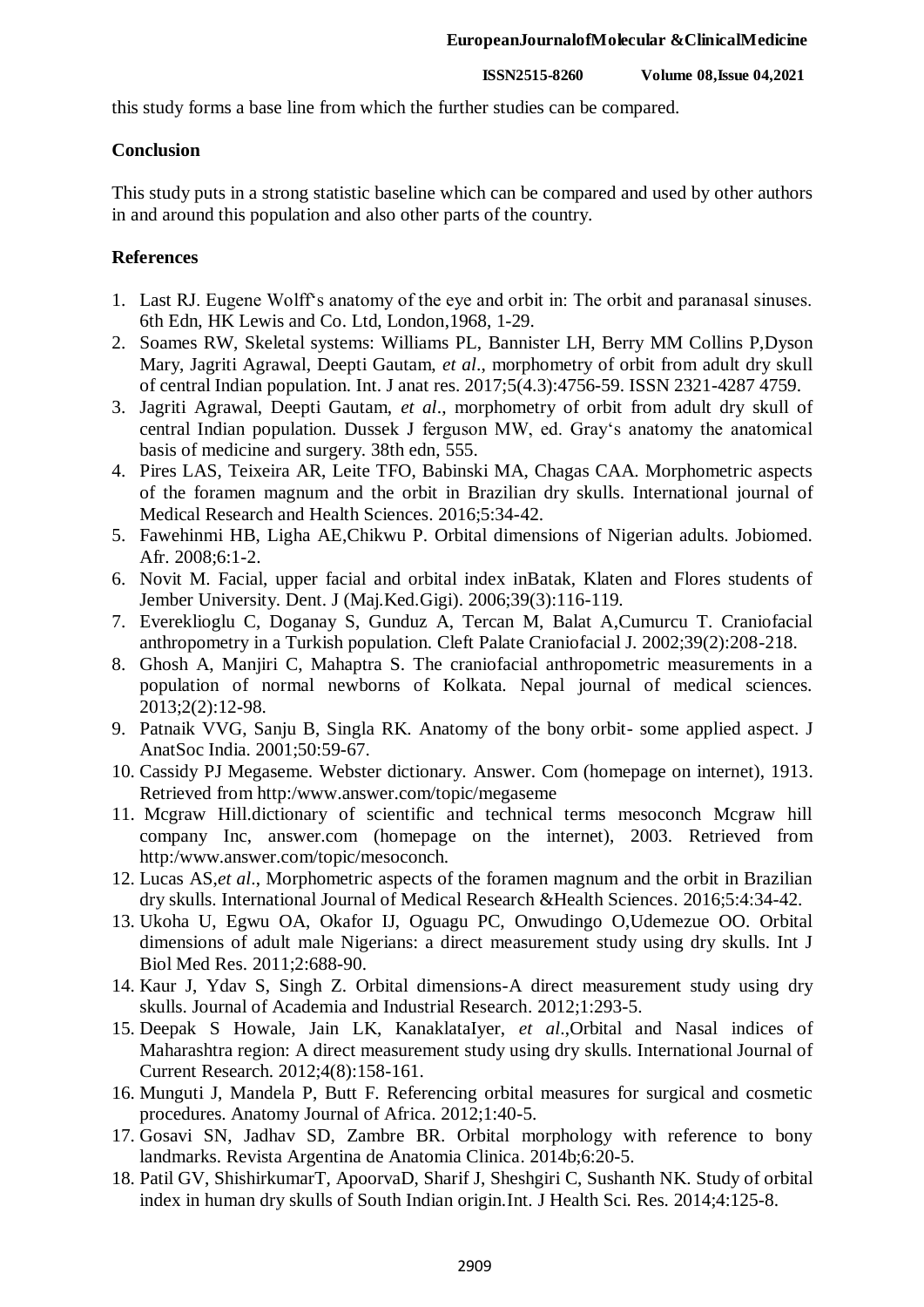this study forms a base line from which the further studies can be compared.

## Conclusion

This study puts in a strong statistic baseline which can be compared and used by other authors in and around this population and also other parts of the country.

## References

1. Last RJ. Eugene Wolff's anatomy of the eye and orbit in: The orbit and paranasal sinuses. 6th Edn, HK Lewis and Co. Ltd, London,1968, 1-29.
2. Soames RW, Skeletal systems: Williams PL, Bannister LH, Berry MM Collins P,Dyson Mary, Jagriti Agrawal, Deepti Gautam, *et al*., morphometry of orbit from adult dry skull of central Indian population. Int. J anat res. 2017;5(4.3):4756-59. ISSN 2321-4287 4759.
3. Jagriti Agrawal, Deepti Gautam, *et al*., morphometry of orbit from adult dry skull of central Indian population. Dussek J ferguson MW, ed. Gray's anatomy the anatomical basis of medicine and surgery. 38th edn, 555.
4. Pires LAS, Teixeira AR, Leite TFO, Babinski MA, Chagas CAA. Morphometric aspects of the foramen magnum and the orbit in Brazilian dry skulls. International journal of Medical Research and Health Sciences. 2016;5:34-42.
5. Fawehinmi HB, Ligha AE,Chikwu P. Orbital dimensions of Nigerian adults. Jobiomed. Afr. 2008;6:1-2.
6. Novit M. Facial, upper facial and orbital index inBatak, Klaten and Flores students of Jember University. Dent. J (Maj.Ked.Gigi). 2006;39(3):116-119.
7. Evereklioglu C, Doganay S, Gunduz A, Tercan M, Balat A,Cumurcu T. Craniofacial anthropometry in a Turkish population. Cleft Palate Craniofacial J. 2002;39(2):208-218.
8. Ghosh A, Manjiri C, Mahaptra S. The craniofacial anthropometric measurements in a population of normal newborns of Kolkata. Nepal journal of medical sciences. 2013;2(2):12-98.
9. Patnaik VVG, Sanju B, Singla RK. Anatomy of the bony orbit- some applied aspect. J AnatSoc India. 2001;50:59-67.
10. Cassidy PJ Megaseme. Webster dictionary. Answer. Com (homepage on internet), 1913. Retrieved from http:/www.answer.com/topic/megaseme
11. Mcgraw Hill.dictionary of scientific and technical terms mesoconch Mcgraw hill company Inc, answer.com (homepage on the internet), 2003. Retrieved from http:/www.answer.com/topic/mesoconch.
12. Lucas AS,*et al*., Morphometric aspects of the foramen magnum and the orbit in Brazilian dry skulls. International Journal of Medical Research &Health Sciences. 2016;5:4:34-42.
13. Ukoha U, Egwu OA, Okafor IJ, Oguagu PC, Onwudingo O,Udemezue OO. Orbital dimensions of adult male Nigerians: a direct measurement study using dry skulls. Int J Biol Med Res. 2011;2:688-90.
14. Kaur J, Ydav S, Singh Z. Orbital dimensions-A direct measurement study using dry skulls. Journal of Academia and Industrial Research. 2012;1:293-5.
15. Deepak S Howale, Jain LK, KanaklataIyer, *et al*.,Orbital and Nasal indices of Maharashtra region: A direct measurement study using dry skulls. International Journal of Current Research. 2012;4(8):158-161.
16. Munguti J, Mandela P, Butt F. Referencing orbital measures for surgical and cosmetic procedures. Anatomy Journal of Africa. 2012;1:40-5.
17. Gosavi SN, Jadhav SD, Zambre BR. Orbital morphology with reference to bony landmarks. Revista Argentina de Anatomia Clinica. 2014b;6:20-5.
18. Patil GV, ShishirkumarT, ApoorvaD, Sharif J, Sheshgiri C, Sushanth NK. Study of orbital index in human dry skulls of South Indian origin.Int. J Health Sci. Res. 2014;4:125-8.